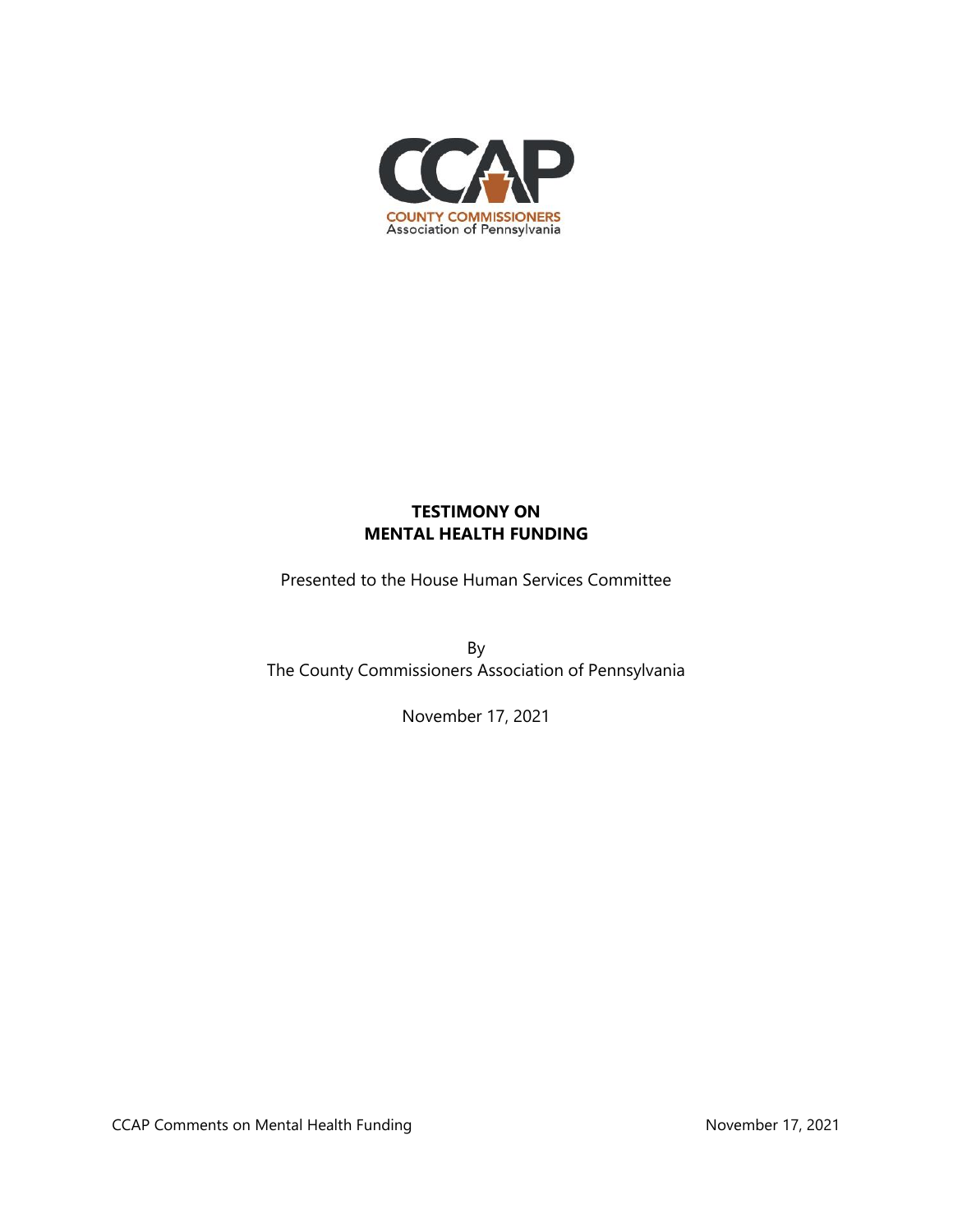CCAP
COUNTY COMMISSIONERS
Association of Pennsylvania

# TESTIMONY ON MENTAL HEALTH FUNDING

Presented to the House Human Services Committee

By
The County Commissioners Association of Pennsylvania

November 17, 2021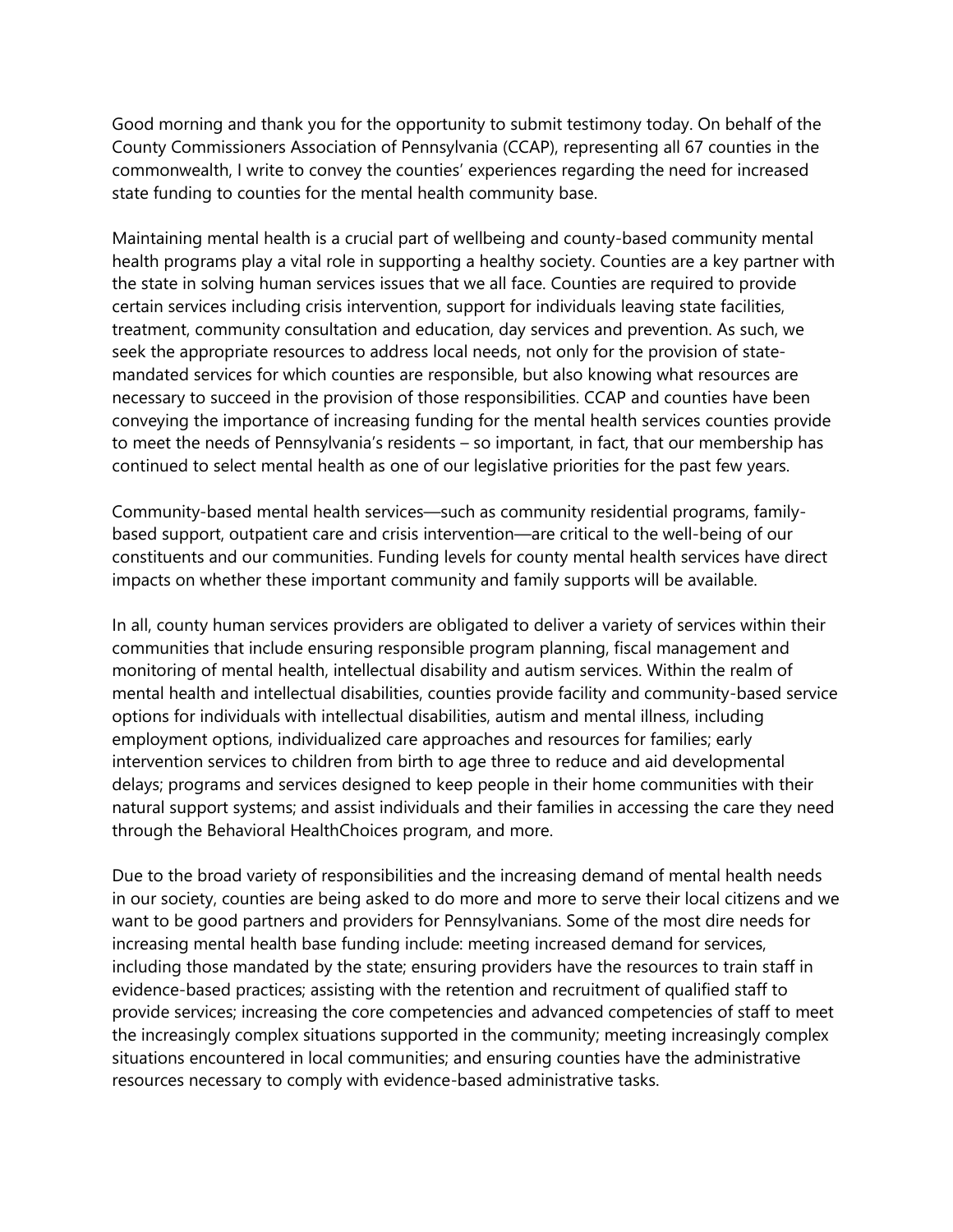Good morning and thank you for the opportunity to submit testimony today. On behalf of the County Commissioners Association of Pennsylvania (CCAP), representing all 67 counties in the commonwealth, I write to convey the counties' experiences regarding the need for increased state funding to counties for the mental health community base.

Maintaining mental health is a crucial part of wellbeing and county-based community mental health programs play a vital role in supporting a healthy society. Counties are a key partner with the state in solving human services issues that we all face. Counties are required to provide certain services including crisis intervention, support for individuals leaving state facilities, treatment, community consultation and education, day services and prevention. As such, we seek the appropriate resources to address local needs, not only for the provision of state-mandated services for which counties are responsible, but also knowing what resources are necessary to succeed in the provision of those responsibilities. CCAP and counties have been conveying the importance of increasing funding for the mental health services counties provide to meet the needs of Pennsylvania's residents – so important, in fact, that our membership has continued to select mental health as one of our legislative priorities for the past few years.

Community-based mental health services—such as community residential programs, family-based support, outpatient care and crisis intervention—are critical to the well-being of our constituents and our communities. Funding levels for county mental health services have direct impacts on whether these important community and family supports will be available.

In all, county human services providers are obligated to deliver a variety of services within their communities that include ensuring responsible program planning, fiscal management and monitoring of mental health, intellectual disability and autism services. Within the realm of mental health and intellectual disabilities, counties provide facility and community-based service options for individuals with intellectual disabilities, autism and mental illness, including employment options, individualized care approaches and resources for families; early intervention services to children from birth to age three to reduce and aid developmental delays; programs and services designed to keep people in their home communities with their natural support systems; and assist individuals and their families in accessing the care they need through the Behavioral HealthChoices program, and more.

Due to the broad variety of responsibilities and the increasing demand of mental health needs in our society, counties are being asked to do more and more to serve their local citizens and we want to be good partners and providers for Pennsylvanians. Some of the most dire needs for increasing mental health base funding include: meeting increased demand for services, including those mandated by the state; ensuring providers have the resources to train staff in evidence-based practices; assisting with the retention and recruitment of qualified staff to provide services; increasing the core competencies and advanced competencies of staff to meet the increasingly complex situations supported in the community; meeting increasingly complex situations encountered in local communities; and ensuring counties have the administrative resources necessary to comply with evidence-based administrative tasks.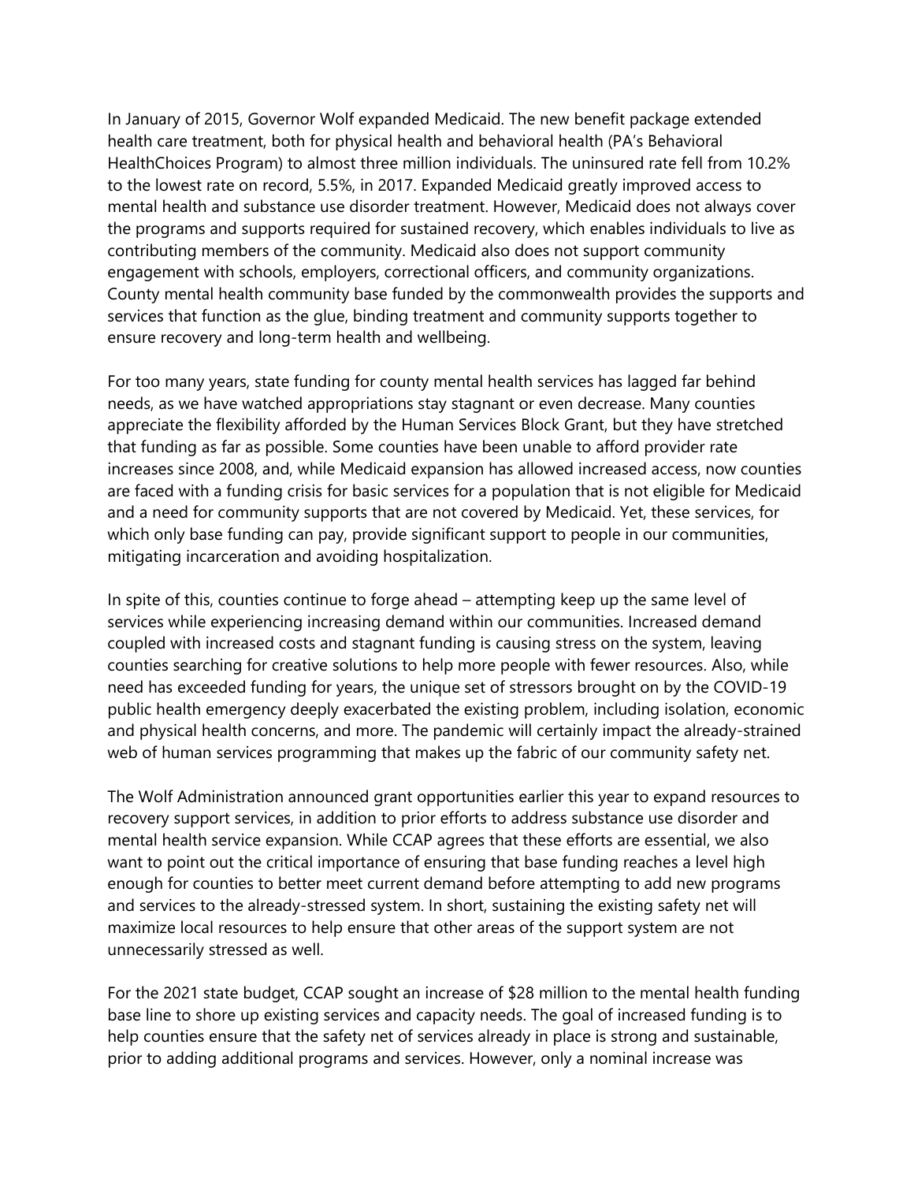In January of 2015, Governor Wolf expanded Medicaid. The new benefit package extended health care treatment, both for physical health and behavioral health (PA's Behavioral HealthChoices Program) to almost three million individuals. The uninsured rate fell from 10.2% to the lowest rate on record, 5.5%, in 2017. Expanded Medicaid greatly improved access to mental health and substance use disorder treatment. However, Medicaid does not always cover the programs and supports required for sustained recovery, which enables individuals to live as contributing members of the community. Medicaid also does not support community engagement with schools, employers, correctional officers, and community organizations. County mental health community base funded by the commonwealth provides the supports and services that function as the glue, binding treatment and community supports together to ensure recovery and long-term health and wellbeing.

For too many years, state funding for county mental health services has lagged far behind needs, as we have watched appropriations stay stagnant or even decrease. Many counties appreciate the flexibility afforded by the Human Services Block Grant, but they have stretched that funding as far as possible. Some counties have been unable to afford provider rate increases since 2008, and, while Medicaid expansion has allowed increased access, now counties are faced with a funding crisis for basic services for a population that is not eligible for Medicaid and a need for community supports that are not covered by Medicaid. Yet, these services, for which only base funding can pay, provide significant support to people in our communities, mitigating incarceration and avoiding hospitalization.

In spite of this, counties continue to forge ahead – attempting keep up the same level of services while experiencing increasing demand within our communities. Increased demand coupled with increased costs and stagnant funding is causing stress on the system, leaving counties searching for creative solutions to help more people with fewer resources. Also, while need has exceeded funding for years, the unique set of stressors brought on by the COVID-19 public health emergency deeply exacerbated the existing problem, including isolation, economic and physical health concerns, and more. The pandemic will certainly impact the already-strained web of human services programming that makes up the fabric of our community safety net.

The Wolf Administration announced grant opportunities earlier this year to expand resources to recovery support services, in addition to prior efforts to address substance use disorder and mental health service expansion. While CCAP agrees that these efforts are essential, we also want to point out the critical importance of ensuring that base funding reaches a level high enough for counties to better meet current demand before attempting to add new programs and services to the already-stressed system. In short, sustaining the existing safety net will maximize local resources to help ensure that other areas of the support system are not unnecessarily stressed as well.

For the 2021 state budget, CCAP sought an increase of $28 million to the mental health funding base line to shore up existing services and capacity needs. The goal of increased funding is to help counties ensure that the safety net of services already in place is strong and sustainable, prior to adding additional programs and services. However, only a nominal increase was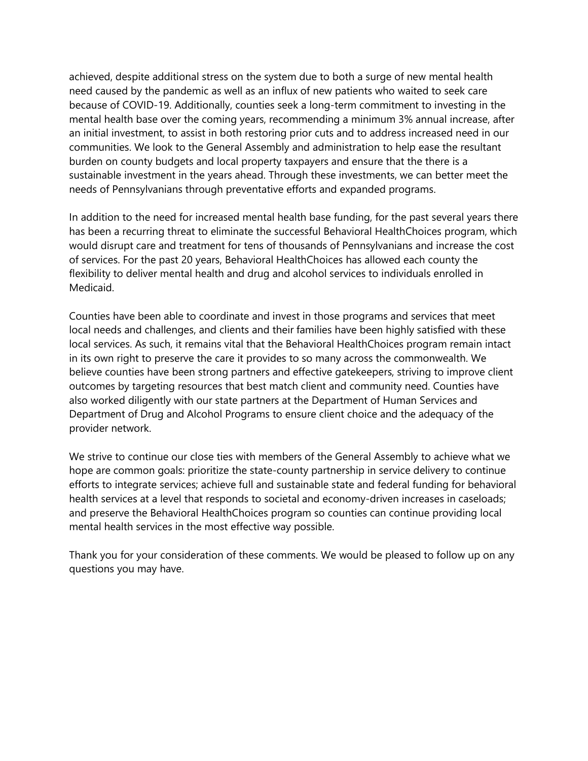achieved, despite additional stress on the system due to both a surge of new mental health need caused by the pandemic as well as an influx of new patients who waited to seek care because of COVID-19. Additionally, counties seek a long-term commitment to investing in the mental health base over the coming years, recommending a minimum 3% annual increase, after an initial investment, to assist in both restoring prior cuts and to address increased need in our communities. We look to the General Assembly and administration to help ease the resultant burden on county budgets and local property taxpayers and ensure that the there is a sustainable investment in the years ahead. Through these investments, we can better meet the needs of Pennsylvanians through preventative efforts and expanded programs.

In addition to the need for increased mental health base funding, for the past several years there has been a recurring threat to eliminate the successful Behavioral HealthChoices program, which would disrupt care and treatment for tens of thousands of Pennsylvanians and increase the cost of services. For the past 20 years, Behavioral HealthChoices has allowed each county the flexibility to deliver mental health and drug and alcohol services to individuals enrolled in Medicaid.

Counties have been able to coordinate and invest in those programs and services that meet local needs and challenges, and clients and their families have been highly satisfied with these local services. As such, it remains vital that the Behavioral HealthChoices program remain intact in its own right to preserve the care it provides to so many across the commonwealth. We believe counties have been strong partners and effective gatekeepers, striving to improve client outcomes by targeting resources that best match client and community need. Counties have also worked diligently with our state partners at the Department of Human Services and Department of Drug and Alcohol Programs to ensure client choice and the adequacy of the provider network.

We strive to continue our close ties with members of the General Assembly to achieve what we hope are common goals: prioritize the state-county partnership in service delivery to continue efforts to integrate services; achieve full and sustainable state and federal funding for behavioral health services at a level that responds to societal and economy-driven increases in caseloads; and preserve the Behavioral HealthChoices program so counties can continue providing local mental health services in the most effective way possible.

Thank you for your consideration of these comments. We would be pleased to follow up on any questions you may have.